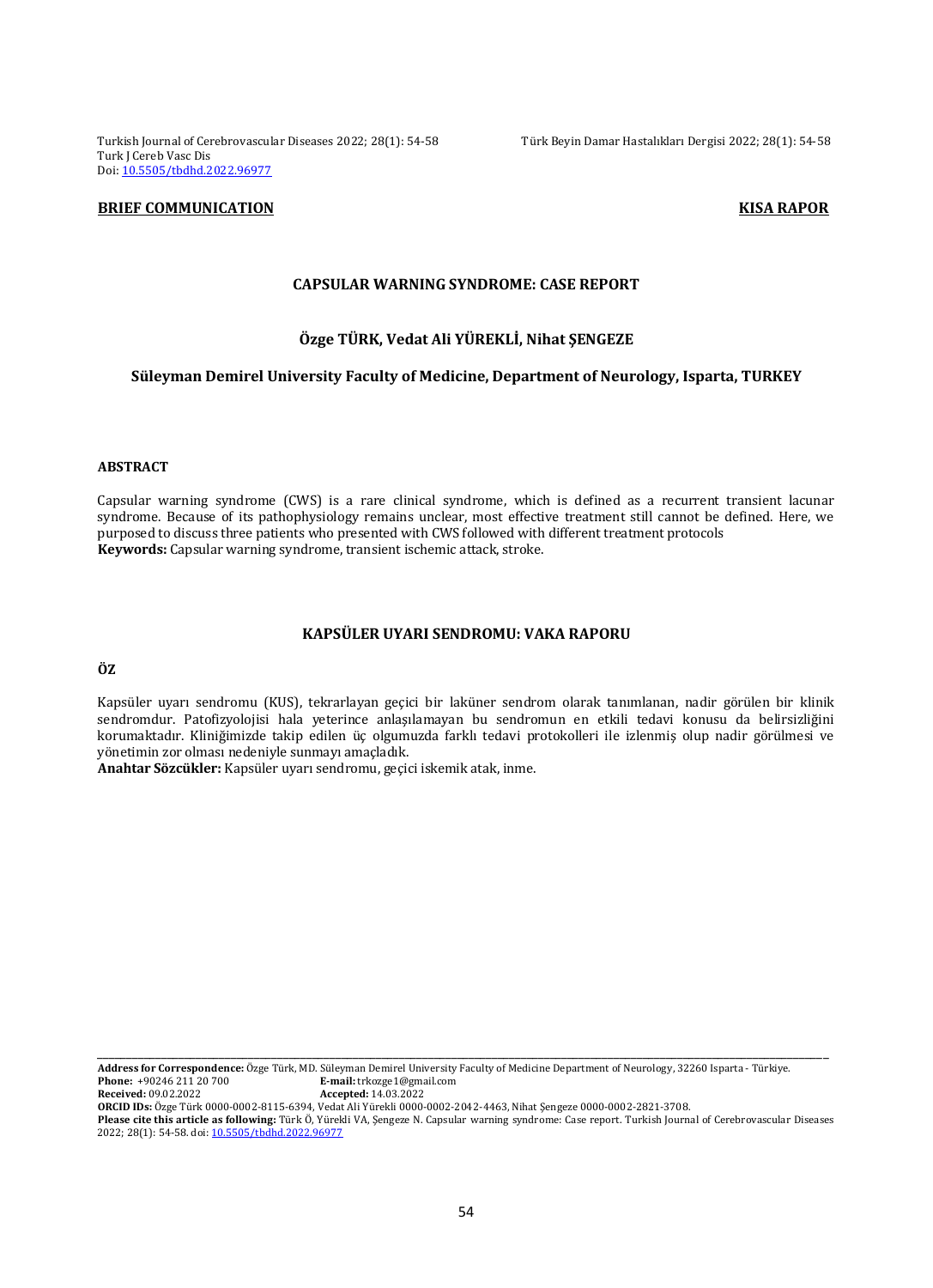**BRIEF COMMUNICATION** **KISA RAPOR**

# CAPSULAR WARNING SYNDROME: CASE REPORT

**Özge TÜRK, Vedat Ali YÜREKLİ, Nihat ŞENGEZE**

**Süleyman Demirel University Faculty of Medicine, Department of Neurology, Isparta, TURKEY**

## ABSTRACT

Capsular warning syndrome (CWS) is a rare clinical syndrome, which is defined as a recurrent transient lacunar syndrome. Because of its pathophysiology remains unclear, most effective treatment still cannot be defined. Here, we purposed to discuss three patients who presented with CWS followed with different treatment protocols

**Keywords:** Capsular warning syndrome, transient ischemic attack, stroke.

# KAPSÜLER UYARI SENDROMU: VAKA RAPORU

## ÖZ

Kapsüler uyarı sendromu (KUS), tekrarlayan geçici bir laküner sendrom olarak tanımlanan, nadir görülen bir klinik sendromdur. Patofizyolojisi hala yeterince anlaşılamayan bu sendromun en etkili tedavi konusu da belirsizliğini korumaktadır. Kliniğimizde takip edilen üç olgumuzda farklı tedavi protokolleri ile izlenmiş olup nadir görülmesi ve yönetimin zor olması nedeniyle sunmayı amaçladık.

**Anahtar Sözcükler:** Kapsüler uyarı sendromu, geçici iskemik atak, inme.

---

**Address for Correspondence:** Özge Türk, MD. Süleyman Demirel University Faculty of Medicine Department of Neurology, 32260 Isparta - Türkiye.
**Phone:** +90246 211 20 700 **E-mail:** trkozge1@gmail.com
**Received:** 09.02.2022 **Accepted:** 14.03.2022
**ORCID IDs:** Özge Türk 0000-0002-8115-6394, Vedat Ali Yürekli 0000-0002-2042-4463, Nihat Şengeze 0000-0002-2821-3708.
**Please cite this article as following:** Türk Ö, Yürekli VA, Şengeze N. Capsular warning syndrome: Case report. Turkish Journal of Cerebrovascular Diseases 2022; 28(1): 54-58. doi: 10.5505/tbdhd.2022.96977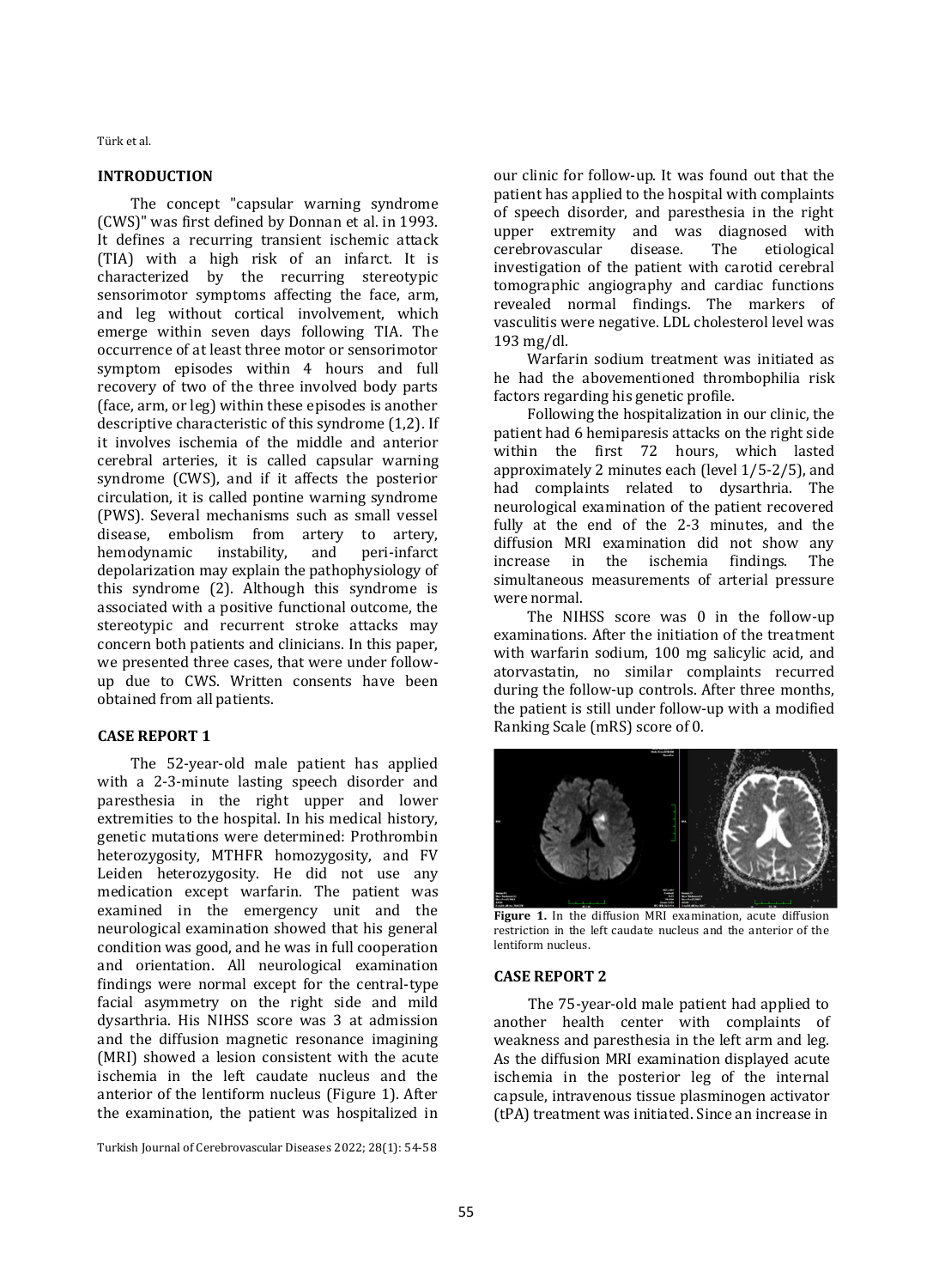## INTRODUCTION

The concept "capsular warning syndrome (CWS)" was first defined by Donnan et al. in 1993. It defines a recurring transient ischemic attack (TIA) with a high risk of an infarct. It is characterized by the recurring stereotypic sensorimotor symptoms affecting the face, arm, and leg without cortical involvement, which emerge within seven days following TIA. The occurrence of at least three motor or sensorimotor symptom episodes within 4 hours and full recovery of two of the three involved body parts (face, arm, or leg) within these episodes is another descriptive characteristic of this syndrome (1,2). If it involves ischemia of the middle and anterior cerebral arteries, it is called capsular warning syndrome (CWS), and if it affects the posterior circulation, it is called pontine warning syndrome (PWS). Several mechanisms such as small vessel disease, embolism from artery to artery, hemodynamic instability, and peri-infarct depolarization may explain the pathophysiology of this syndrome (2). Although this syndrome is associated with a positive functional outcome, the stereotypic and recurrent stroke attacks may concern both patients and clinicians. In this paper, we presented three cases, that were under follow-up due to CWS. Written consents have been obtained from all patients.

## CASE REPORT 1

The 52-year-old male patient has applied with a 2-3-minute lasting speech disorder and paresthesia in the right upper and lower extremities to the hospital. In his medical history, genetic mutations were determined: Prothrombin heterozygosity, MTHFR homozygosity, and FV Leiden heterozygosity. He did not use any medication except warfarin. The patient was examined in the emergency unit and the neurological examination showed that his general condition was good, and he was in full cooperation and orientation. All neurological examination findings were normal except for the central-type facial asymmetry on the right side and mild dysarthria. His NIHSS score was 3 at admission and the diffusion magnetic resonance imaging (MRI) showed a lesion consistent with the acute ischemia in the left caudate nucleus and the anterior of the lentiform nucleus (Figure 1). After the examination, the patient was hospitalized in our clinic for follow-up. It was found out that the patient has applied to the hospital with complaints of speech disorder, and paresthesia in the right upper extremity and was diagnosed with cerebrovascular disease. The etiological investigation of the patient with carotid cerebral tomographic angiography and cardiac functions revealed normal findings. The markers of vasculitis were negative. LDL cholesterol level was 193 mg/dl.

Warfarin sodium treatment was initiated as he had the abovementioned thrombophilia risk factors regarding his genetic profile.

Following the hospitalization in our clinic, the patient had 6 hemiparesis attacks on the right side within the first 72 hours, which lasted approximately 2 minutes each (level 1/5-2/5), and had complaints related to dysarthria. The neurological examination of the patient recovered fully at the end of the 2-3 minutes, and the diffusion MRI examination did not show any increase in the ischemia findings. The simultaneous measurements of arterial pressure were normal.

The NIHSS score was 0 in the follow-up examinations. After the initiation of the treatment with warfarin sodium, 100 mg salicylic acid, and atorvastatin, no similar complaints recurred during the follow-up controls. After three months, the patient is still under follow-up with a modified Ranking Scale (mRS) score of 0.

**Figure 1.** In the diffusion MRI examination, acute diffusion restriction in the left caudate nucleus and the anterior of the lentiform nucleus.

## CASE REPORT 2

The 75-year-old male patient had applied to another health center with complaints of weakness and paresthesia in the left arm and leg. As the diffusion MRI examination displayed acute ischemia in the posterior leg of the internal capsule, intravenous tissue plasminogen activator (tPA) treatment was initiated. Since an increase in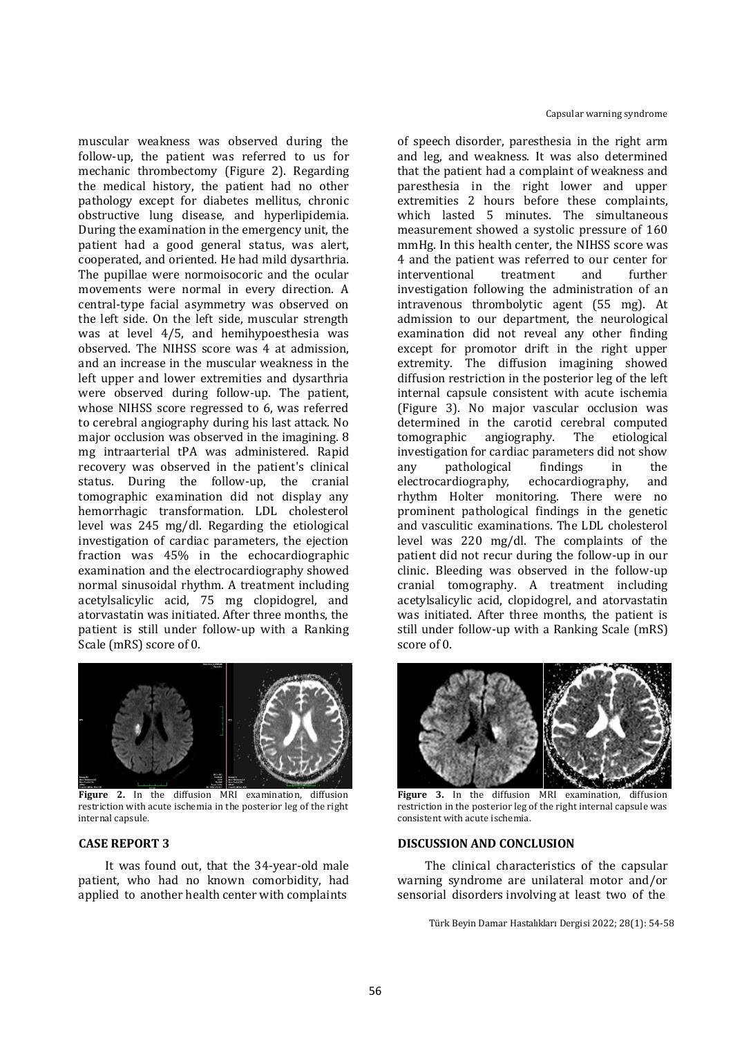muscular weakness was observed during the follow-up, the patient was referred to us for mechanic thrombectomy (Figure 2). Regarding the medical history, the patient had no other pathology except for diabetes mellitus, chronic obstructive lung disease, and hyperlipidemia. During the examination in the emergency unit, the patient had a good general status, was alert, cooperated, and oriented. He had mild dysarthria. The pupillae were normoisocoric and the ocular movements were normal in every direction. A central-type facial asymmetry was observed on the left side. On the left side, muscular strength was at level 4/5, and hemihypoesthesia was observed. The NIHSS score was 4 at admission, and an increase in the muscular weakness in the left upper and lower extremities and dysarthria were observed during follow-up. The patient, whose NIHSS score regressed to 6, was referred to cerebral angiography during his last attack. No major occlusion was observed in the imagining. 8 mg intraarterial tPA was administered. Rapid recovery was observed in the patient's clinical status. During the follow-up, the cranial tomographic examination did not display any hemorrhagic transformation. LDL cholesterol level was 245 mg/dl. Regarding the etiological investigation of cardiac parameters, the ejection fraction was 45% in the echocardiographic examination and the electrocardiography showed normal sinusoidal rhythm. A treatment including acetylsalicylic acid, 75 mg clopidogrel, and atorvastatin was initiated. After three months, the patient is still under follow-up with a Ranking Scale (mRS) score of 0.

**Figure 2.** In the diffusion MRI examination, diffusion restriction with acute ischemia in the posterior leg of the right internal capsule.

## CASE REPORT 3

It was found out, that the 34-year-old male patient, who had no known comorbidity, had applied to another health center with complaints of speech disorder, paresthesia in the right arm and leg, and weakness. It was also determined that the patient had a complaint of weakness and paresthesia in the right lower and upper extremities 2 hours before these complaints, which lasted 5 minutes. The simultaneous measurement showed a systolic pressure of 160 mmHg. In this health center, the NIHSS score was 4 and the patient was referred to our center for interventional treatment and further investigation following the administration of an intravenous thrombolytic agent (55 mg). At admission to our department, the neurological examination did not reveal any other finding except for promotor drift in the right upper extremity. The diffusion imagining showed diffusion restriction in the posterior leg of the left internal capsule consistent with acute ischemia (Figure 3). No major vascular occlusion was determined in the carotid cerebral computed tomographic angiography. The etiological investigation for cardiac parameters did not show any pathological findings in the electrocardiography, echocardiography, and rhythm Holter monitoring. There were no prominent pathological findings in the genetic and vasculitic examinations. The LDL cholesterol level was 220 mg/dl. The complaints of the patient did not recur during the follow-up in our clinic. Bleeding was observed in the follow-up cranial tomography. A treatment including acetylsalicylic acid, clopidogrel, and atorvastatin was initiated. After three months, the patient is still under follow-up with a Ranking Scale (mRS) score of 0.

**Figure 3.** In the diffusion MRI examination, diffusion restriction in the posterior leg of the right internal capsule was consistent with acute ischemia.

## DISCUSSION AND CONCLUSION

The clinical characteristics of the capsular warning syndrome are unilateral motor and/or sensorial disorders involving at least two of the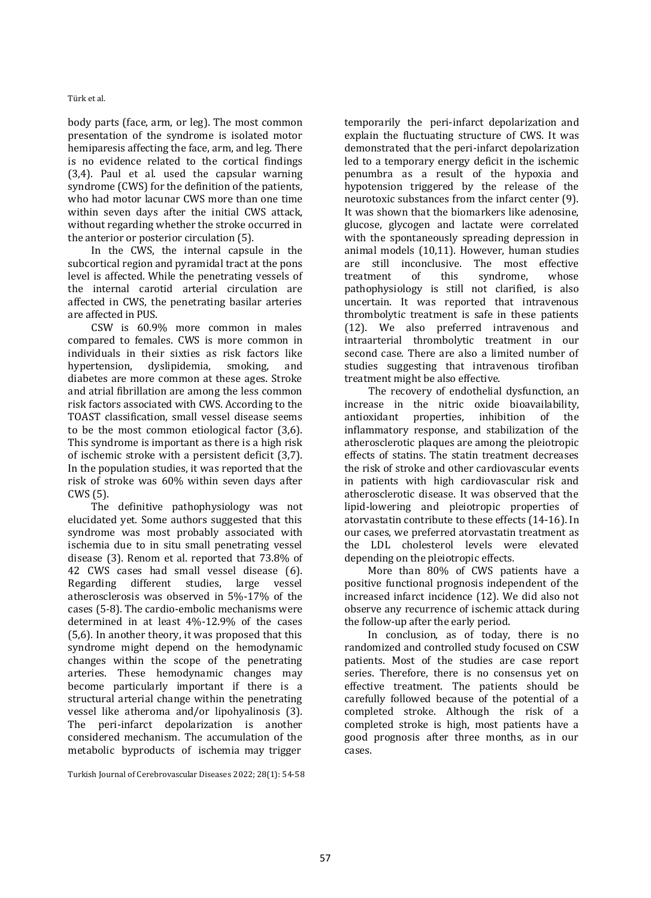body parts (face, arm, or leg). The most common presentation of the syndrome is isolated motor hemiparesis affecting the face, arm, and leg. There is no evidence related to the cortical findings (3,4). Paul et al. used the capsular warning syndrome (CWS) for the definition of the patients, who had motor lacunar CWS more than one time within seven days after the initial CWS attack, without regarding whether the stroke occurred in the anterior or posterior circulation (5).

In the CWS, the internal capsule in the subcortical region and pyramidal tract at the pons level is affected. While the penetrating vessels of the internal carotid arterial circulation are affected in CWS, the penetrating basilar arteries are affected in PUS.

CSW is 60.9% more common in males compared to females. CWS is more common in individuals in their sixties as risk factors like hypertension, dyslipidemia, smoking, and diabetes are more common at these ages. Stroke and atrial fibrillation are among the less common risk factors associated with CWS. According to the TOAST classification, small vessel disease seems to be the most common etiological factor (3,6). This syndrome is important as there is a high risk of ischemic stroke with a persistent deficit (3,7). In the population studies, it was reported that the risk of stroke was 60% within seven days after CWS (5).

The definitive pathophysiology was not elucidated yet. Some authors suggested that this syndrome was most probably associated with ischemia due to in situ small penetrating vessel disease (3). Renom et al. reported that 73.8% of 42 CWS cases had small vessel disease (6). Regarding different studies, large vessel atherosclerosis was observed in 5%-17% of the cases (5-8). The cardio-embolic mechanisms were determined in at least 4%-12.9% of the cases (5,6). In another theory, it was proposed that this syndrome might depend on the hemodynamic changes within the scope of the penetrating arteries. These hemodynamic changes may become particularly important if there is a structural arterial change within the penetrating vessel like atheroma and/or lipohyalinosis (3). The peri-infarct depolarization is another considered mechanism. The accumulation of the metabolic byproducts of ischemia may trigger temporarily the peri-infarct depolarization and explain the fluctuating structure of CWS. It was demonstrated that the peri-infarct depolarization led to a temporary energy deficit in the ischemic penumbra as a result of the hypoxia and hypotension triggered by the release of the neurotoxic substances from the infarct center (9). It was shown that the biomarkers like adenosine, glucose, glycogen and lactate were correlated with the spontaneously spreading depression in animal models (10,11). However, human studies are still inconclusive. The most effective treatment of this syndrome, whose pathophysiology is still not clarified, is also uncertain. It was reported that intravenous thrombolytic treatment is safe in these patients (12). We also preferred intravenous and intraarterial thrombolytic treatment in our second case. There are also a limited number of studies suggesting that intravenous tirofiban treatment might be also effective.

The recovery of endothelial dysfunction, an increase in the nitric oxide bioavailability, antioxidant properties, inhibition of the inflammatory response, and stabilization of the atherosclerotic plaques are among the pleiotropic effects of statins. The statin treatment decreases the risk of stroke and other cardiovascular events in patients with high cardiovascular risk and atherosclerotic disease. It was observed that the lipid-lowering and pleiotropic properties of atorvastatin contribute to these effects (14-16). In our cases, we preferred atorvastatin treatment as the LDL cholesterol levels were elevated depending on the pleiotropic effects.

More than 80% of CWS patients have a positive functional prognosis independent of the increased infarct incidence (12). We did also not observe any recurrence of ischemic attack during the follow-up after the early period.

In conclusion, as of today, there is no randomized and controlled study focused on CSW patients. Most of the studies are case report series. Therefore, there is no consensus yet on effective treatment. The patients should be carefully followed because of the potential of a completed stroke. Although the risk of a completed stroke is high, most patients have a good prognosis after three months, as in our cases.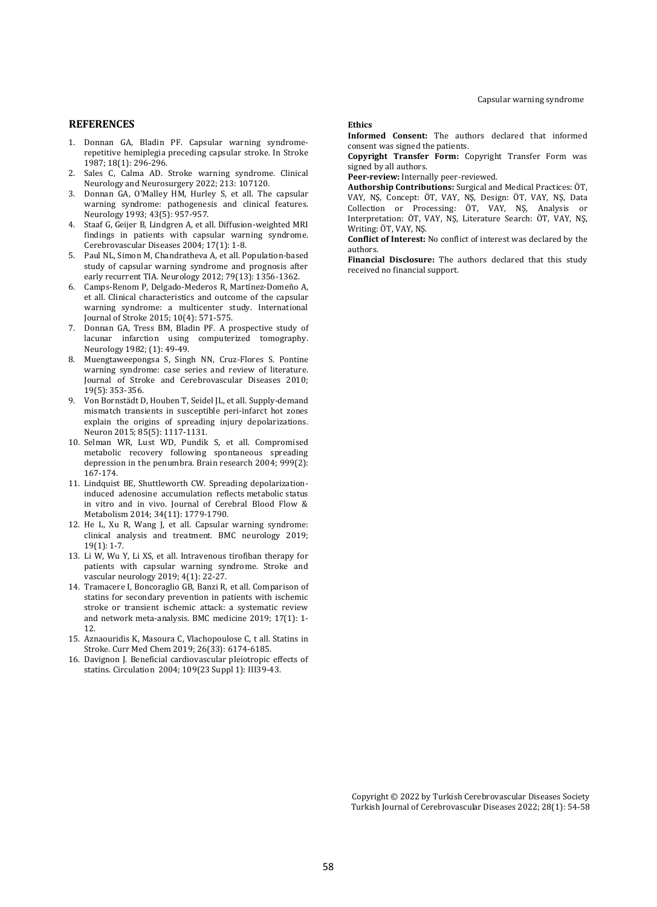## REFERENCES

1. Donnan GA, Bladin PF. Capsular warning syndrome-repetitive hemiplegia preceding capsular stroke. In Stroke 1987; 18(1): 296-296.
2. Sales C, Calma AD. Stroke warning syndrome. Clinical Neurology and Neurosurgery 2022; 213: 107120.
3. Donnan GA, O'Malley HM, Hurley S, et all. The capsular warning syndrome: pathogenesis and clinical features. Neurology 1993; 43(5): 957-957.
4. Staaf G, Geijer B, Lindgren A, et all. Diffusion-weighted MRI findings in patients with capsular warning syndrome. Cerebrovascular Diseases 2004; 17(1): 1-8.
5. Paul NL, Simon M, Chandratheva A, et all. Population-based study of capsular warning syndrome and prognosis after early recurrent TIA. Neurology 2012; 79(13): 1356-1362.
6. Camps-Renom P, Delgado-Mederos R, Martínez-Domeño A, et all. Clinical characteristics and outcome of the capsular warning syndrome: a multicenter study. International Journal of Stroke 2015; 10(4): 571-575.
7. Donnan GA, Tress BM, Bladin PF. A prospective study of lacunar infarction using computerized tomography. Neurology 1982; (1): 49-49.
8. Muengtaweepongsa S, Singh NN, Cruz-Flores S. Pontine warning syndrome: case series and review of literature. Journal of Stroke and Cerebrovascular Diseases 2010; 19(5): 353-356.
9. Von Bornstädt D, Houben T, Seidel JL, et all. Supply-demand mismatch transients in susceptible peri-infarct hot zones explain the origins of spreading injury depolarizations. Neuron 2015; 85(5): 1117-1131.
10. Selman WR, Lust WD, Pundik S, et all. Compromised metabolic recovery following spontaneous spreading depression in the penumbra. Brain research 2004; 999(2): 167-174.
11. Lindquist BE, Shuttleworth CW. Spreading depolarization-induced adenosine accumulation reflects metabolic status in vitro and in vivo. Journal of Cerebral Blood Flow & Metabolism 2014; 34(11): 1779-1790.
12. He L, Xu R, Wang J, et all. Capsular warning syndrome: clinical analysis and treatment. BMC neurology 2019; 19(1): 1-7.
13. Li W, Wu Y, Li XS, et all. Intravenous tirofiban therapy for patients with capsular warning syndrome. Stroke and vascular neurology 2019; 4(1): 22-27.
14. Tramacere I, Boncoraglio GB, Banzi R, et all. Comparison of statins for secondary prevention in patients with ischemic stroke or transient ischemic attack: a systematic review and network meta-analysis. BMC medicine 2019; 17(1): 1-12.
15. Aznaouridis K, Masoura C, Vlachopoulose C, t all. Statins in Stroke. Curr Med Chem 2019; 26(33): 6174-6185.
16. Davignon J. Beneficial cardiovascular pleiotropic effects of statins. Circulation 2004; 109(23 Suppl 1): III39-43.

**Ethics**

**Informed Consent:** The authors declared that informed consent was signed the patients.

**Copyright Transfer Form:** Copyright Transfer Form was signed by all authors.

**Peer-review:** Internally peer-reviewed.

**Authorship Contributions:** Surgical and Medical Practices: ÖT, VAY, NŞ, Concept: ÖT, VAY, NŞ, Design: ÖT, VAY, NŞ, Data Collection or Processing: ÖT, VAY, NŞ, Analysis or Interpretation: ÖT, VAY, NŞ, Literature Search: ÖT, VAY, NŞ, Writing: ÖT, VAY, NŞ.

**Conflict of Interest:** No conflict of interest was declared by the authors.

**Financial Disclosure:** The authors declared that this study received no financial support.

Copyright © 2022 by Turkish Cerebrovascular Diseases Society